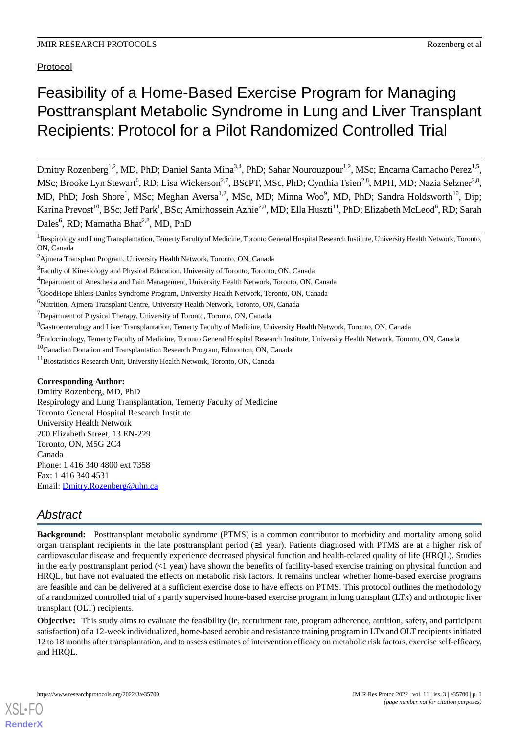Protocol

# Feasibility of a Home-Based Exercise Program for Managing Posttransplant Metabolic Syndrome in Lung and Liver Transplant Recipients: Protocol for a Pilot Randomized Controlled Trial

Dmitry Rozenberg[1,2], MD, PhD; Daniel Santa Mina[3,4], PhD; Sahar Nourouzpour[1,2], MSc; Encarna Camacho Perez[1,5], MSc; Brooke Lyn Stewart[6], RD; Lisa Wickerson[2,7], BScPT, MSc, PhD; Cynthia Tsien[2,8], MPH, MD; Nazia Selzner[2,8], MD, PhD; Josh Shore[1], MSc; Meghan Aversa[1,2], MSc, MD; Minna Woo[9], MD, PhD; Sandra Holdsworth[10], Dip; Karina Prevost[10], BSc; Jeff Park[1], BSc; Amirhossein Azhie[2,8], MD; Ella Huszti[11], PhD; Elizabeth McLeod[6], RD; Sarah Dales[6], RD; Mamatha Bhat[2,8], MD, PhD

[1]Respirology and Lung Transplantation, Temerty Faculty of Medicine, Toronto General Hospital Research Institute, University Health Network, Toronto, ON, Canada

[2]Ajmera Transplant Program, University Health Network, Toronto, ON, Canada

[3]Faculty of Kinesiology and Physical Education, University of Toronto, Toronto, ON, Canada

[4]Department of Anesthesia and Pain Management, University Health Network, Toronto, ON, Canada

[5]GoodHope Ehlers-Danlos Syndrome Program, University Health Network, Toronto, ON, Canada

[6]Nutrition, Ajmera Transplant Centre, University Health Network, Toronto, ON, Canada

[7]Department of Physical Therapy, University of Toronto, Toronto, ON, Canada

[8]Gastroenterology and Liver Transplantation, Temerty Faculty of Medicine, University Health Network, Toronto, ON, Canada

[9]Endocrinology, Temerty Faculty of Medicine, Toronto General Hospital Research Institute, University Health Network, Toronto, ON, Canada

[10]Canadian Donation and Transplantation Research Program, Edmonton, ON, Canada

[11]Biostatistics Research Unit, University Health Network, Toronto, ON, Canada

**Corresponding Author:**
Dmitry Rozenberg, MD, PhD
Respirology and Lung Transplantation, Temerty Faculty of Medicine
Toronto General Hospital Research Institute
University Health Network
200 Elizabeth Street, 13 EN-229
Toronto, ON, M5G 2C4
Canada
Phone: 1 416 340 4800 ext 7358
Fax: 1 416 340 4531
Email: Dmitry.Rozenberg@uhn.ca

## Abstract

**Background:** Posttransplant metabolic syndrome (PTMS) is a common contributor to morbidity and mortality among solid organ transplant recipients in the late posttransplant period (≥1 year). Patients diagnosed with PTMS are at a higher risk of cardiovascular disease and frequently experience decreased physical function and health-related quality of life (HRQL). Studies in the early posttransplant period (<1 year) have shown the benefits of facility-based exercise training on physical function and HRQL, but have not evaluated the effects on metabolic risk factors. It remains unclear whether home-based exercise programs are feasible and can be delivered at a sufficient exercise dose to have effects on PTMS. This protocol outlines the methodology of a randomized controlled trial of a partly supervised home-based exercise program in lung transplant (LTx) and orthotopic liver transplant (OLT) recipients.

**Objective:** This study aims to evaluate the feasibility (ie, recruitment rate, program adherence, attrition, safety, and participant satisfaction) of a 12-week individualized, home-based aerobic and resistance training program in LTx and OLT recipients initiated 12 to 18 months after transplantation, and to assess estimates of intervention efficacy on metabolic risk factors, exercise self-efficacy, and HRQL.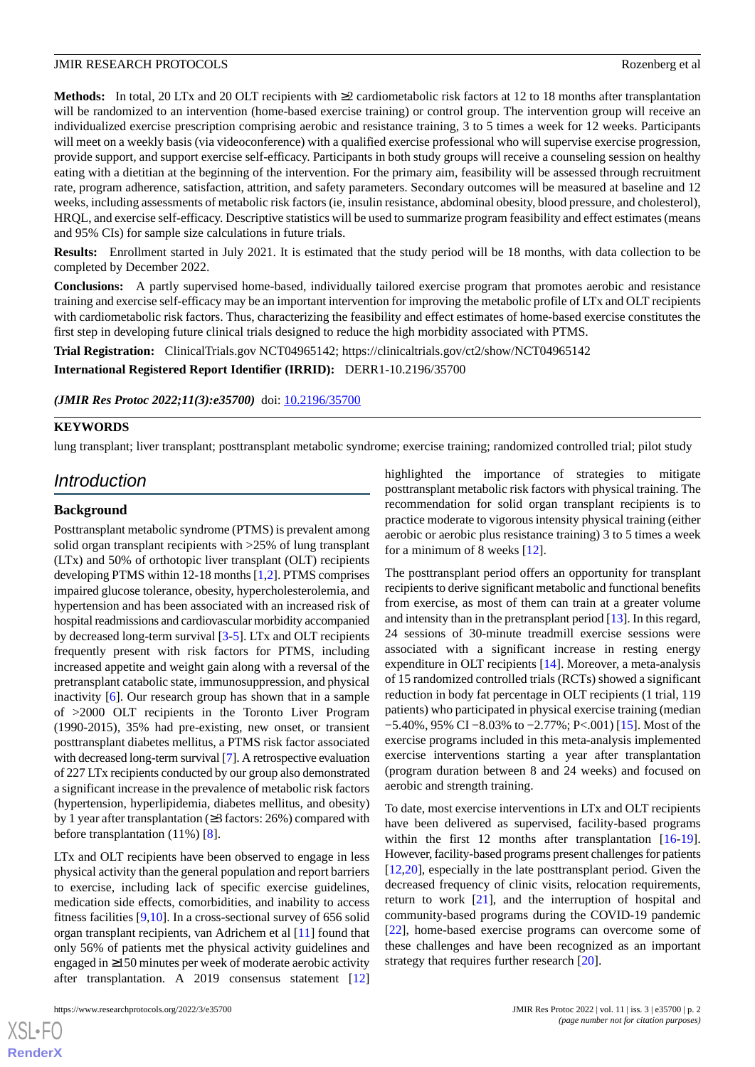**Methods:** In total, 20 LTx and 20 OLT recipients with ≥2 cardiometabolic risk factors at 12 to 18 months after transplantation will be randomized to an intervention (home-based exercise training) or control group. The intervention group will receive an individualized exercise prescription comprising aerobic and resistance training, 3 to 5 times a week for 12 weeks. Participants will meet on a weekly basis (via videoconference) with a qualified exercise professional who will supervise exercise progression, provide support, and support exercise self-efficacy. Participants in both study groups will receive a counseling session on healthy eating with a dietitian at the beginning of the intervention. For the primary aim, feasibility will be assessed through recruitment rate, program adherence, satisfaction, attrition, and safety parameters. Secondary outcomes will be measured at baseline and 12 weeks, including assessments of metabolic risk factors (ie, insulin resistance, abdominal obesity, blood pressure, and cholesterol), HRQL, and exercise self-efficacy. Descriptive statistics will be used to summarize program feasibility and effect estimates (means and 95% CIs) for sample size calculations in future trials.

**Results:** Enrollment started in July 2021. It is estimated that the study period will be 18 months, with data collection to be completed by December 2022.

**Conclusions:** A partly supervised home-based, individually tailored exercise program that promotes aerobic and resistance training and exercise self-efficacy may be an important intervention for improving the metabolic profile of LTx and OLT recipients with cardiometabolic risk factors. Thus, characterizing the feasibility and effect estimates of home-based exercise constitutes the first step in developing future clinical trials designed to reduce the high morbidity associated with PTMS.

**Trial Registration:** ClinicalTrials.gov NCT04965142; https://clinicaltrials.gov/ct2/show/NCT04965142

**International Registered Report Identifier (IRRID):** DERR1-10.2196/35700

***(JMIR Res Protoc 2022;11(3):e35700)*** doi: 10.2196/35700

**KEYWORDS**

lung transplant; liver transplant; posttransplant metabolic syndrome; exercise training; randomized controlled trial; pilot study

# Introduction

## Background

Posttransplant metabolic syndrome (PTMS) is prevalent among solid organ transplant recipients with >25% of lung transplant (LTx) and 50% of orthotopic liver transplant (OLT) recipients developing PTMS within 12-18 months [1,2]. PTMS comprises impaired glucose tolerance, obesity, hypercholesterolemia, and hypertension and has been associated with an increased risk of hospital readmissions and cardiovascular morbidity accompanied by decreased long-term survival [3-5]. LTx and OLT recipients frequently present with risk factors for PTMS, including increased appetite and weight gain along with a reversal of the pretransplant catabolic state, immunosuppression, and physical inactivity [6]. Our research group has shown that in a sample of >2000 OLT recipients in the Toronto Liver Program (1990-2015), 35% had pre-existing, new onset, or transient posttransplant diabetes mellitus, a PTMS risk factor associated with decreased long-term survival [7]. A retrospective evaluation of 227 LTx recipients conducted by our group also demonstrated a significant increase in the prevalence of metabolic risk factors (hypertension, hyperlipidemia, diabetes mellitus, and obesity) by 1 year after transplantation (≥3 factors: 26%) compared with before transplantation (11%) [8].

LTx and OLT recipients have been observed to engage in less physical activity than the general population and report barriers to exercise, including lack of specific exercise guidelines, medication side effects, comorbidities, and inability to access fitness facilities [9,10]. In a cross-sectional survey of 656 solid organ transplant recipients, van Adrichem et al [11] found that only 56% of patients met the physical activity guidelines and engaged in ≥150 minutes per week of moderate aerobic activity after transplantation. A 2019 consensus statement [12] highlighted the importance of strategies to mitigate posttransplant metabolic risk factors with physical training. The recommendation for solid organ transplant recipients is to practice moderate to vigorous intensity physical training (either aerobic or aerobic plus resistance training) 3 to 5 times a week for a minimum of 8 weeks [12].

The posttransplant period offers an opportunity for transplant recipients to derive significant metabolic and functional benefits from exercise, as most of them can train at a greater volume and intensity than in the pretransplant period [13]. In this regard, 24 sessions of 30-minute treadmill exercise sessions were associated with a significant increase in resting energy expenditure in OLT recipients [14]. Moreover, a meta-analysis of 15 randomized controlled trials (RCTs) showed a significant reduction in body fat percentage in OLT recipients (1 trial, 119 patients) who participated in physical exercise training (median −5.40%, 95% CI −8.03% to −2.77%; P<.001) [15]. Most of the exercise programs included in this meta-analysis implemented exercise interventions starting a year after transplantation (program duration between 8 and 24 weeks) and focused on aerobic and strength training.

To date, most exercise interventions in LTx and OLT recipients have been delivered as supervised, facility-based programs within the first 12 months after transplantation [16-19]. However, facility-based programs present challenges for patients [12,20], especially in the late posttransplant period. Given the decreased frequency of clinic visits, relocation requirements, return to work [21], and the interruption of hospital and community-based programs during the COVID-19 pandemic [22], home-based exercise programs can overcome some of these challenges and have been recognized as an important strategy that requires further research [20].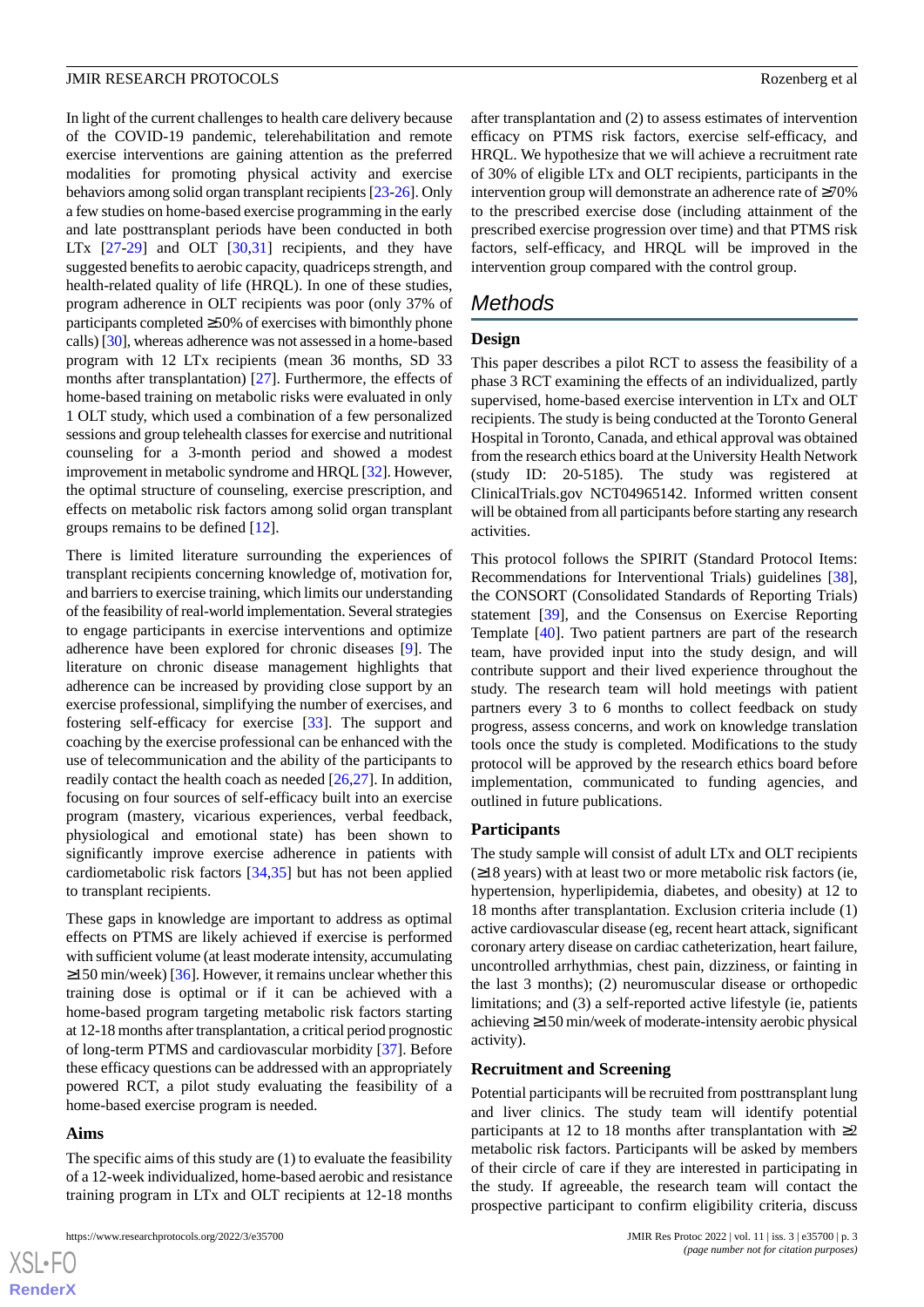In light of the current challenges to health care delivery because of the COVID-19 pandemic, telerehabilitation and remote exercise interventions are gaining attention as the preferred modalities for promoting physical activity and exercise behaviors among solid organ transplant recipients [23-26]. Only a few studies on home-based exercise programming in the early and late posttransplant periods have been conducted in both LTx [27-29] and OLT [30,31] recipients, and they have suggested benefits to aerobic capacity, quadriceps strength, and health-related quality of life (HRQL). In one of these studies, program adherence in OLT recipients was poor (only 37% of participants completed ≥50% of exercises with bimonthly phone calls) [30], whereas adherence was not assessed in a home-based program with 12 LTx recipients (mean 36 months, SD 33 months after transplantation) [27]. Furthermore, the effects of home-based training on metabolic risks were evaluated in only 1 OLT study, which used a combination of a few personalized sessions and group telehealth classes for exercise and nutritional counseling for a 3-month period and showed a modest improvement in metabolic syndrome and HRQL [32]. However, the optimal structure of counseling, exercise prescription, and effects on metabolic risk factors among solid organ transplant groups remains to be defined [12].

There is limited literature surrounding the experiences of transplant recipients concerning knowledge of, motivation for, and barriers to exercise training, which limits our understanding of the feasibility of real-world implementation. Several strategies to engage participants in exercise interventions and optimize adherence have been explored for chronic diseases [9]. The literature on chronic disease management highlights that adherence can be increased by providing close support by an exercise professional, simplifying the number of exercises, and fostering self-efficacy for exercise [33]. The support and coaching by the exercise professional can be enhanced with the use of telecommunication and the ability of the participants to readily contact the health coach as needed [26,27]. In addition, focusing on four sources of self-efficacy built into an exercise program (mastery, vicarious experiences, verbal feedback, physiological and emotional state) has been shown to significantly improve exercise adherence in patients with cardiometabolic risk factors [34,35] but has not been applied to transplant recipients.

These gaps in knowledge are important to address as optimal effects on PTMS are likely achieved if exercise is performed with sufficient volume (at least moderate intensity, accumulating ≥150 min/week) [36]. However, it remains unclear whether this training dose is optimal or if it can be achieved with a home-based program targeting metabolic risk factors starting at 12-18 months after transplantation, a critical period prognostic of long-term PTMS and cardiovascular morbidity [37]. Before these efficacy questions can be addressed with an appropriately powered RCT, a pilot study evaluating the feasibility of a home-based exercise program is needed.

### Aims

The specific aims of this study are (1) to evaluate the feasibility of a 12-week individualized, home-based aerobic and resistance training program in LTx and OLT recipients at 12-18 months after transplantation and (2) to assess estimates of intervention efficacy on PTMS risk factors, exercise self-efficacy, and HRQL. We hypothesize that we will achieve a recruitment rate of 30% of eligible LTx and OLT recipients, participants in the intervention group will demonstrate an adherence rate of ≥70% to the prescribed exercise dose (including attainment of the prescribed exercise progression over time) and that PTMS risk factors, self-efficacy, and HRQL will be improved in the intervention group compared with the control group.

## Methods

### Design

This paper describes a pilot RCT to assess the feasibility of a phase 3 RCT examining the effects of an individualized, partly supervised, home-based exercise intervention in LTx and OLT recipients. The study is being conducted at the Toronto General Hospital in Toronto, Canada, and ethical approval was obtained from the research ethics board at the University Health Network (study ID: 20-5185). The study was registered at ClinicalTrials.gov NCT04965142. Informed written consent will be obtained from all participants before starting any research activities.

This protocol follows the SPIRIT (Standard Protocol Items: Recommendations for Interventional Trials) guidelines [38], the CONSORT (Consolidated Standards of Reporting Trials) statement [39], and the Consensus on Exercise Reporting Template [40]. Two patient partners are part of the research team, have provided input into the study design, and will contribute support and their lived experience throughout the study. The research team will hold meetings with patient partners every 3 to 6 months to collect feedback on study progress, assess concerns, and work on knowledge translation tools once the study is completed. Modifications to the study protocol will be approved by the research ethics board before implementation, communicated to funding agencies, and outlined in future publications.

### Participants

The study sample will consist of adult LTx and OLT recipients (≥18 years) with at least two or more metabolic risk factors (ie, hypertension, hyperlipidemia, diabetes, and obesity) at 12 to 18 months after transplantation. Exclusion criteria include (1) active cardiovascular disease (eg, recent heart attack, significant coronary artery disease on cardiac catheterization, heart failure, uncontrolled arrhythmias, chest pain, dizziness, or fainting in the last 3 months); (2) neuromuscular disease or orthopedic limitations; and (3) a self-reported active lifestyle (ie, patients achieving ≥150 min/week of moderate-intensity aerobic physical activity).

### Recruitment and Screening

Potential participants will be recruited from posttransplant lung and liver clinics. The study team will identify potential participants at 12 to 18 months after transplantation with ≥2 metabolic risk factors. Participants will be asked by members of their circle of care if they are interested in participating in the study. If agreeable, the research team will contact the prospective participant to confirm eligibility criteria, discuss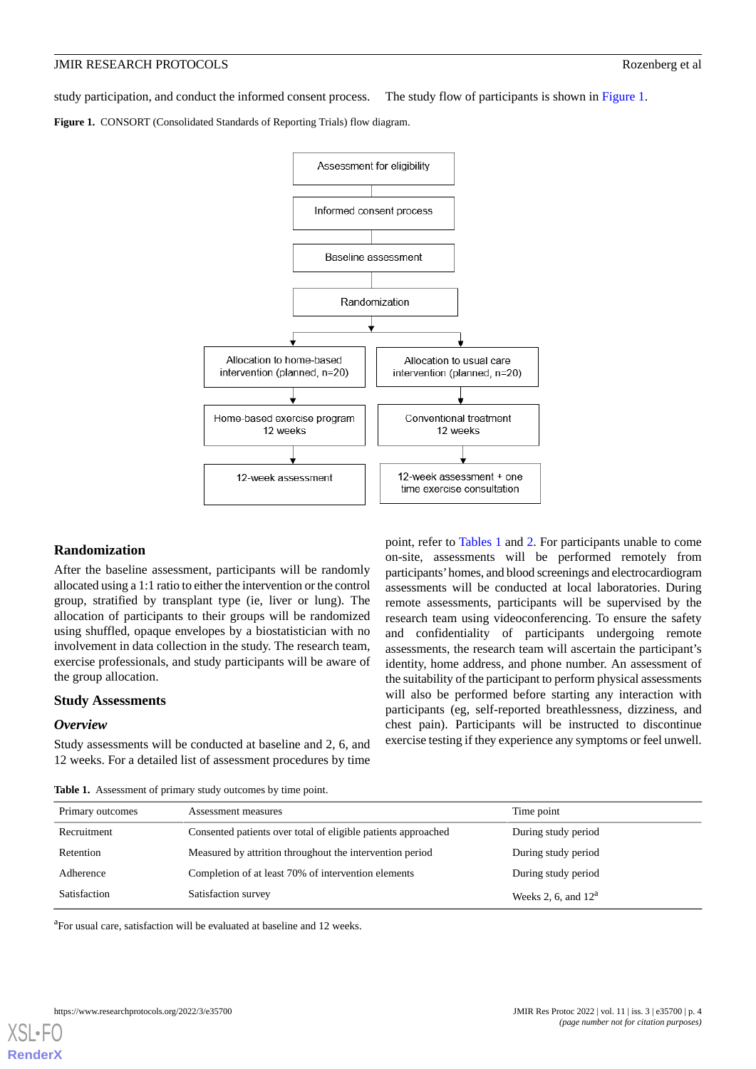study participation, and conduct the informed consent process.

The study flow of participants is shown in Figure 1.

**Figure 1.** CONSORT (Consolidated Standards of Reporting Trials) flow diagram.

## Randomization

After the baseline assessment, participants will be randomly allocated using a 1:1 ratio to either the intervention or the control group, stratified by transplant type (ie, liver or lung). The allocation of participants to their groups will be randomized using shuffled, opaque envelopes by a biostatistician with no involvement in data collection in the study. The research team, exercise professionals, and study participants will be aware of the group allocation.

## Study Assessments

### *Overview*

Study assessments will be conducted at baseline and 2, 6, and 12 weeks. For a detailed list of assessment procedures by time point, refer to Tables 1 and 2. For participants unable to come on-site, assessments will be performed remotely from participants' homes, and blood screenings and electrocardiogram assessments will be conducted at local laboratories. During remote assessments, participants will be supervised by the research team using videoconferencing. To ensure the safety and confidentiality of participants undergoing remote assessments, the research team will ascertain the participant's identity, home address, and phone number. An assessment of the suitability of the participant to perform physical assessments will also be performed before starting any interaction with participants (eg, self-reported breathlessness, dizziness, and chest pain). Participants will be instructed to discontinue exercise testing if they experience any symptoms or feel unwell.

**Table 1.** Assessment of primary study outcomes by time point.

| Primary outcomes | Assessment measures | Time point |
| --- | --- | --- |
| Recruitment | Consented patients over total of eligible patients approached | During study period |
| Retention | Measured by attrition throughout the intervention period | During study period |
| Adherence | Completion of at least 70% of intervention elements | During study period |
| Satisfaction | Satisfaction survey | Weeks 2, 6, and 12[a] |

[a]For usual care, satisfaction will be evaluated at baseline and 12 weeks.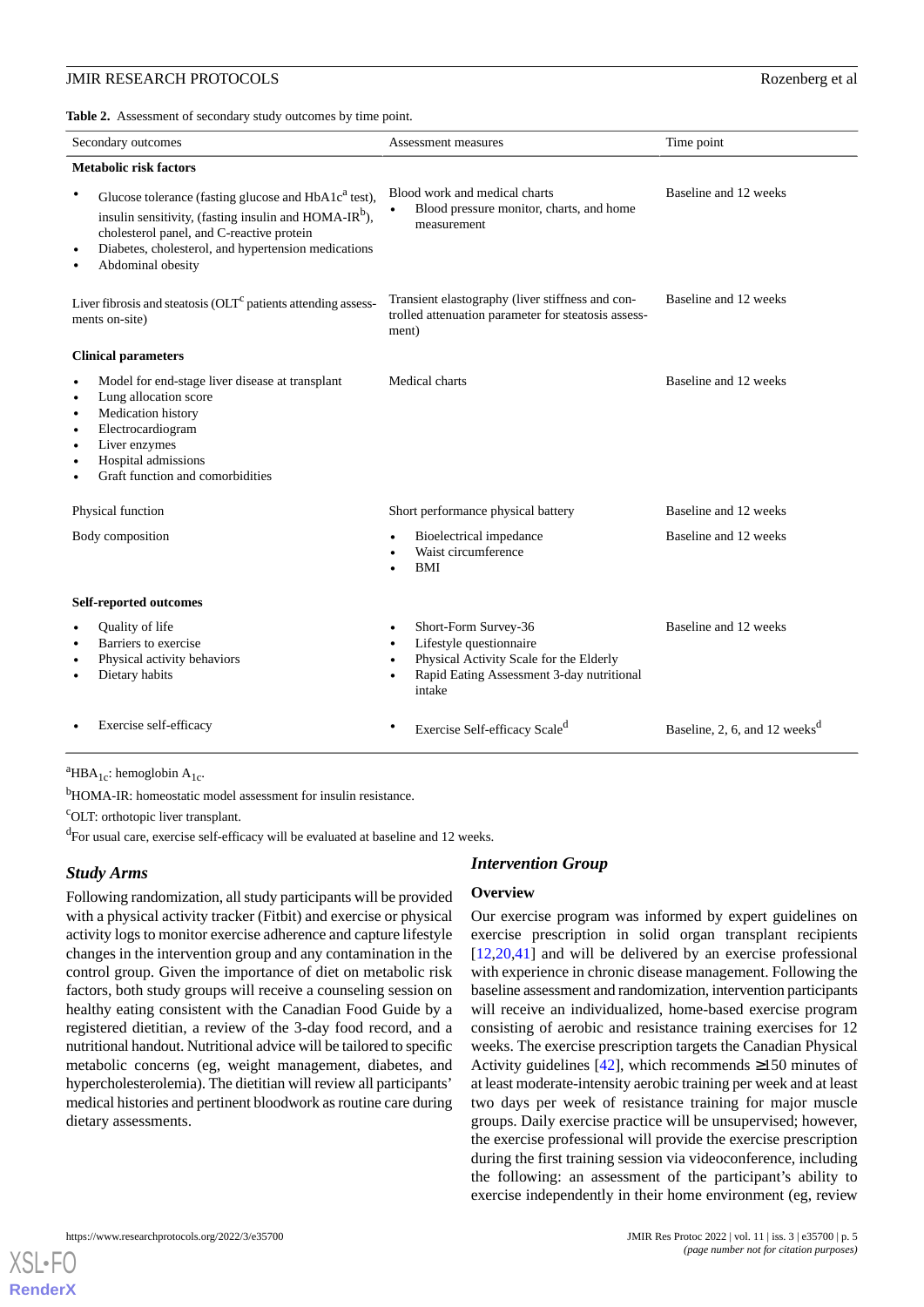**Table 2.** Assessment of secondary study outcomes by time point.

| Secondary outcomes | Assessment measures | Time point |
|---|---|---|
| **Metabolic risk factors** | | |
| • Glucose tolerance (fasting glucose and HbA1c[a] test), insulin sensitivity, (fasting insulin and HOMA-IR[b]), cholesterol panel, and C-reactive protein<br>• Diabetes, cholesterol, and hypertension medications<br>• Abdominal obesity | Blood work and medical charts<br>• Blood pressure monitor, charts, and home measurement | Baseline and 12 weeks |
| Liver fibrosis and steatosis (OLT[c] patients attending assessments on-site) | Transient elastography (liver stiffness and controlled attenuation parameter for steatosis assessment) | Baseline and 12 weeks |
| **Clinical parameters** | | |
| • Model for end-stage liver disease at transplant<br>• Lung allocation score<br>• Medication history<br>• Electrocardiogram<br>• Liver enzymes<br>• Hospital admissions<br>• Graft function and comorbidities | Medical charts | Baseline and 12 weeks |
| Physical function | Short performance physical battery | Baseline and 12 weeks |
| Body composition | • Bioelectrical impedance<br>• Waist circumference<br>• BMI | Baseline and 12 weeks |
| **Self-reported outcomes** | | |
| • Quality of life<br>• Barriers to exercise<br>• Physical activity behaviors<br>• Dietary habits | • Short-Form Survey-36<br>• Lifestyle questionnaire<br>• Physical Activity Scale for the Elderly<br>• Rapid Eating Assessment 3-day nutritional intake | Baseline and 12 weeks |
| • Exercise self-efficacy | • Exercise Self-efficacy Scale[d] | Baseline, 2, 6, and 12 weeks[d] |

[a]$HBA_{1c}$: hemoglobin $A_{1c}$.

[b]HOMA-IR: homeostatic model assessment for insulin resistance.

[c]OLT: orthotopic liver transplant.

[d]For usual care, exercise self-efficacy will be evaluated at baseline and 12 weeks.

### *Study Arms*

Following randomization, all study participants will be provided with a physical activity tracker (Fitbit) and exercise or physical activity logs to monitor exercise adherence and capture lifestyle changes in the intervention group and any contamination in the control group. Given the importance of diet on metabolic risk factors, both study groups will receive a counseling session on healthy eating consistent with the Canadian Food Guide by a registered dietitian, a review of the 3-day food record, and a nutritional handout. Nutritional advice will be tailored to specific metabolic concerns (eg, weight management, diabetes, and hypercholesterolemia). The dietitian will review all participants' medical histories and pertinent bloodwork as routine care during dietary assessments.

### *Intervention Group*

#### Overview

Our exercise program was informed by expert guidelines on exercise prescription in solid organ transplant recipients [12,20,41] and will be delivered by an exercise professional with experience in chronic disease management. Following the baseline assessment and randomization, intervention participants will receive an individualized, home-based exercise program consisting of aerobic and resistance training exercises for 12 weeks. The exercise prescription targets the Canadian Physical Activity guidelines [42], which recommends ≥150 minutes of at least moderate-intensity aerobic training per week and at least two days per week of resistance training for major muscle groups. Daily exercise practice will be unsupervised; however, the exercise professional will provide the exercise prescription during the first training session via videoconference, including the following: an assessment of the participant's ability to exercise independently in their home environment (eg, review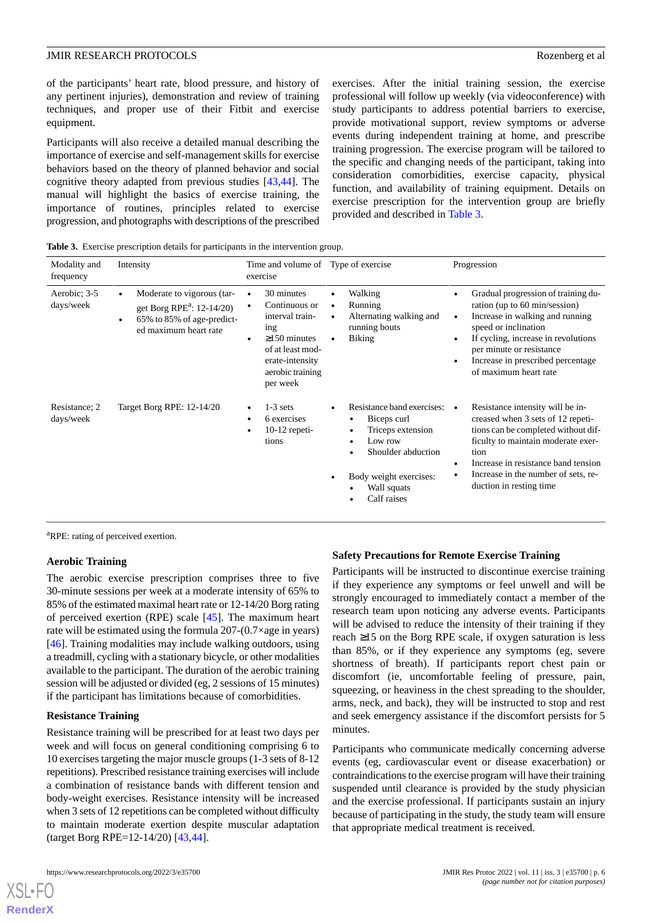of the participants' heart rate, blood pressure, and history of any pertinent injuries), demonstration and review of training techniques, and proper use of their Fitbit and exercise equipment.

Participants will also receive a detailed manual describing the importance of exercise and self-management skills for exercise behaviors based on the theory of planned behavior and social cognitive theory adapted from previous studies [43,44]. The manual will highlight the basics of exercise training, the importance of routines, principles related to exercise progression, and photographs with descriptions of the prescribed exercises. After the initial training session, the exercise professional will follow up weekly (via videoconference) with study participants to address potential barriers to exercise, provide motivational support, review symptoms or adverse events during independent training at home, and prescribe training progression. The exercise program will be tailored to the specific and changing needs of the participant, taking into consideration comorbidities, exercise capacity, physical function, and availability of training equipment. Details on exercise prescription for the intervention group are briefly provided and described in Table 3.

**Table 3.** Exercise prescription details for participants in the intervention group.

| Modality and frequency | Intensity | Time and volume of exercise | Type of exercise | Progression |
|---|---|---|---|---|
| Aerobic; 3-5 days/week | • Moderate to vigorous (target Borg RPE[a]: 12-14/20)<br>• 65% to 85% of age-predicted maximum heart rate | • 30 minutes<br>• Continuous or interval training<br>• ≥150 minutes of at least moderate-intensity aerobic training per week | • Walking<br>• Running<br>• Alternating walking and running bouts<br>• Biking | • Gradual progression of training duration (up to 60 min/session)<br>• Increase in walking and running speed or inclination<br>• If cycling, increase in revolutions per minute or resistance<br>• Increase in prescribed percentage of maximum heart rate |
| Resistance; 2 days/week | Target Borg RPE: 12-14/20 | • 1-3 sets<br>• 6 exercises<br>• 10-12 repetitions | • Resistance band exercises:<br>  • Biceps curl<br>  • Triceps extension<br>  • Low row<br>  • Shoulder abduction<br>• Body weight exercises:<br>  • Wall squats<br>  • Calf raises | • Resistance intensity will be increased when 3 sets of 12 repetitions can be completed without difficulty to maintain moderate exertion<br>• Increase in resistance band tension<br>• Increase in the number of sets, reduction in resting time |

[a]RPE: rating of perceived exertion.

### Aerobic Training

The aerobic exercise prescription comprises three to five 30-minute sessions per week at a moderate intensity of 65% to 85% of the estimated maximal heart rate or 12-14/20 Borg rating of perceived exertion (RPE) scale [45]. The maximum heart rate will be estimated using the formula 207-(0.7×age in years) [46]. Training modalities may include walking outdoors, using a treadmill, cycling with a stationary bicycle, or other modalities available to the participant. The duration of the aerobic training session will be adjusted or divided (eg, 2 sessions of 15 minutes) if the participant has limitations because of comorbidities.

### Resistance Training

Resistance training will be prescribed for at least two days per week and will focus on general conditioning comprising 6 to 10 exercises targeting the major muscle groups (1-3 sets of 8-12 repetitions). Prescribed resistance training exercises will include a combination of resistance bands with different tension and body-weight exercises. Resistance intensity will be increased when 3 sets of 12 repetitions can be completed without difficulty to maintain moderate exertion despite muscular adaptation (target Borg RPE=12-14/20) [43,44].

### Safety Precautions for Remote Exercise Training

Participants will be instructed to discontinue exercise training if they experience any symptoms or feel unwell and will be strongly encouraged to immediately contact a member of the research team upon noticing any adverse events. Participants will be advised to reduce the intensity of their training if they reach ≥15 on the Borg RPE scale, if oxygen saturation is less than 85%, or if they experience any symptoms (eg, severe shortness of breath). If participants report chest pain or discomfort (ie, uncomfortable feeling of pressure, pain, squeezing, or heaviness in the chest spreading to the shoulder, arms, neck, and back), they will be instructed to stop and rest and seek emergency assistance if the discomfort persists for 5 minutes.

Participants who communicate medically concerning adverse events (eg, cardiovascular event or disease exacerbation) or contraindications to the exercise program will have their training suspended until clearance is provided by the study physician and the exercise professional. If participants sustain an injury because of participating in the study, the study team will ensure that appropriate medical treatment is received.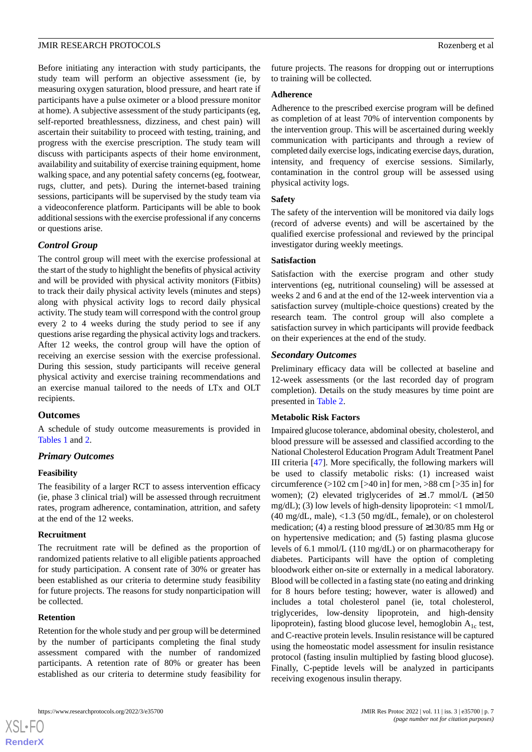Before initiating any interaction with study participants, the study team will perform an objective assessment (ie, by measuring oxygen saturation, blood pressure, and heart rate if participants have a pulse oximeter or a blood pressure monitor at home). A subjective assessment of the study participants (eg, self-reported breathlessness, dizziness, and chest pain) will ascertain their suitability to proceed with testing, training, and progress with the exercise prescription. The study team will discuss with participants aspects of their home environment, availability and suitability of exercise training equipment, home walking space, and any potential safety concerns (eg, footwear, rugs, clutter, and pets). During the internet-based training sessions, participants will be supervised by the study team via a videoconference platform. Participants will be able to book additional sessions with the exercise professional if any concerns or questions arise.

### *Control Group*

The control group will meet with the exercise professional at the start of the study to highlight the benefits of physical activity and will be provided with physical activity monitors (Fitbits) to track their daily physical activity levels (minutes and steps) along with physical activity logs to record daily physical activity. The study team will correspond with the control group every 2 to 4 weeks during the study period to see if any questions arise regarding the physical activity logs and trackers. After 12 weeks, the control group will have the option of receiving an exercise session with the exercise professional. During this session, study participants will receive general physical activity and exercise training recommendations and an exercise manual tailored to the needs of LTx and OLT recipients.

## Outcomes

A schedule of study outcome measurements is provided in Tables 1 and 2.

### *Primary Outcomes*

#### Feasibility

The feasibility of a larger RCT to assess intervention efficacy (ie, phase 3 clinical trial) will be assessed through recruitment rates, program adherence, contamination, attrition, and safety at the end of the 12 weeks.

#### Recruitment

The recruitment rate will be defined as the proportion of randomized patients relative to all eligible patients approached for study participation. A consent rate of 30% or greater has been established as our criteria to determine study feasibility for future projects. The reasons for study nonparticipation will be collected.

#### Retention

Retention for the whole study and per group will be determined by the number of participants completing the final study assessment compared with the number of randomized participants. A retention rate of 80% or greater has been established as our criteria to determine study feasibility for future projects. The reasons for dropping out or interruptions to training will be collected.

#### Adherence

Adherence to the prescribed exercise program will be defined as completion of at least 70% of intervention components by the intervention group. This will be ascertained during weekly communication with participants and through a review of completed daily exercise logs, indicating exercise days, duration, intensity, and frequency of exercise sessions. Similarly, contamination in the control group will be assessed using physical activity logs.

#### Safety

The safety of the intervention will be monitored via daily logs (record of adverse events) and will be ascertained by the qualified exercise professional and reviewed by the principal investigator during weekly meetings.

#### Satisfaction

Satisfaction with the exercise program and other study interventions (eg, nutritional counseling) will be assessed at weeks 2 and 6 and at the end of the 12-week intervention via a satisfaction survey (multiple-choice questions) created by the research team. The control group will also complete a satisfaction survey in which participants will provide feedback on their experiences at the end of the study.

### *Secondary Outcomes*

Preliminary efficacy data will be collected at baseline and 12-week assessments (or the last recorded day of program completion). Details on the study measures by time point are presented in Table 2.

#### Metabolic Risk Factors

Impaired glucose tolerance, abdominal obesity, cholesterol, and blood pressure will be assessed and classified according to the National Cholesterol Education Program Adult Treatment Panel III criteria [47]. More specifically, the following markers will be used to classify metabolic risks: (1) increased waist circumference (>102 cm [>40 in] for men, >88 cm [>35 in] for women); (2) elevated triglycerides of ≥1.7 mmol/L (≥150 mg/dL); (3) low levels of high-density lipoprotein: <1 mmol/L (40 mg/dL, male), <1.3 (50 mg/dL, female), or on cholesterol medication; (4) a resting blood pressure of ≥130/85 mm Hg or on hypertensive medication; and (5) fasting plasma glucose levels of 6.1 mmol/L (110 mg/dL) or on pharmacotherapy for diabetes. Participants will have the option of completing bloodwork either on-site or externally in a medical laboratory. Blood will be collected in a fasting state (no eating and drinking for 8 hours before testing; however, water is allowed) and includes a total cholesterol panel (ie, total cholesterol, triglycerides, low-density lipoprotein, and high-density lipoprotein), fasting blood glucose level, hemoglobin $A_{1c}$ test, and C-reactive protein levels. Insulin resistance will be captured using the homeostatic model assessment for insulin resistance protocol (fasting insulin multiplied by fasting blood glucose). Finally, C-peptide levels will be analyzed in participants receiving exogenous insulin therapy.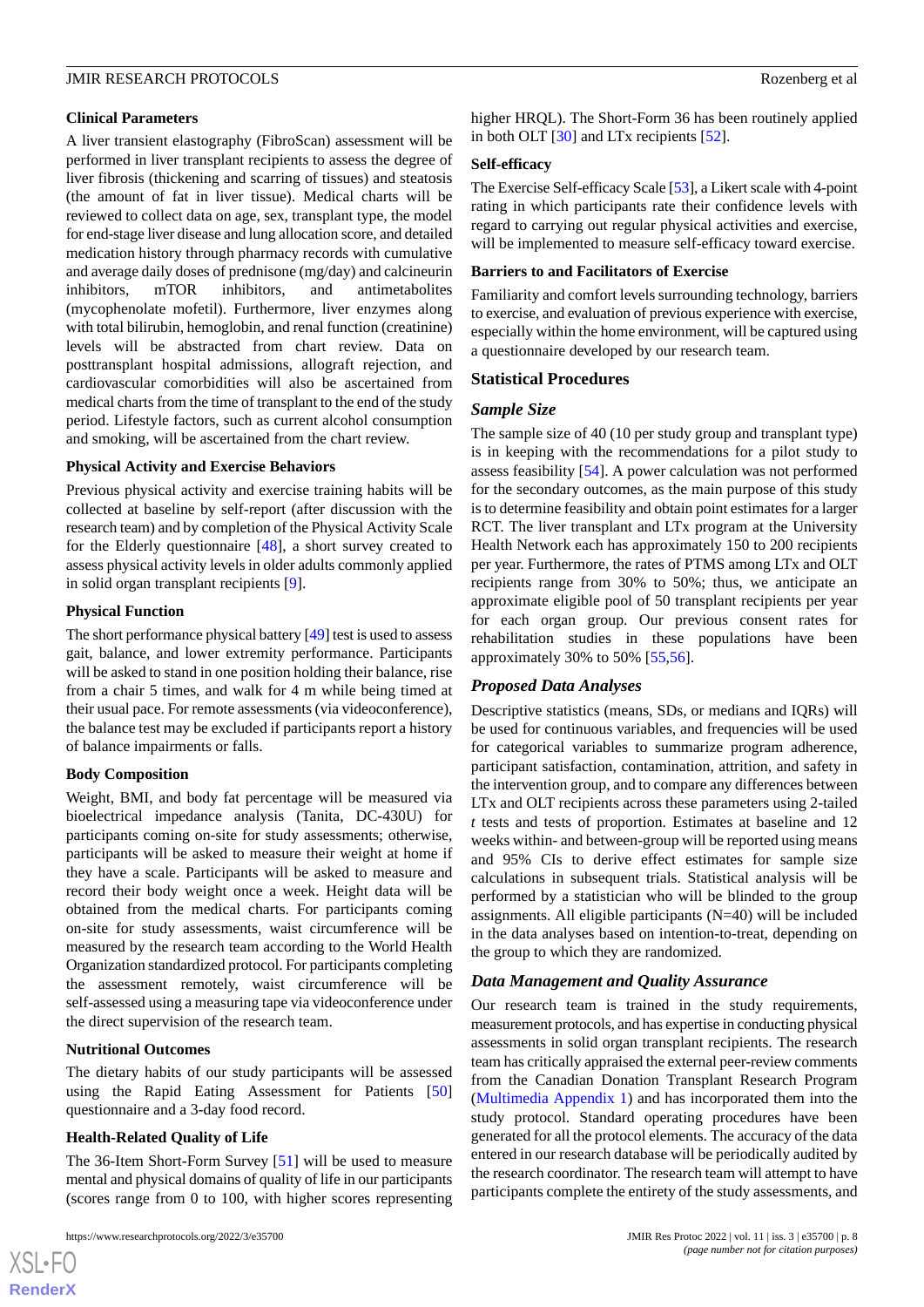#### Clinical Parameters

A liver transient elastography (FibroScan) assessment will be performed in liver transplant recipients to assess the degree of liver fibrosis (thickening and scarring of tissues) and steatosis (the amount of fat in liver tissue). Medical charts will be reviewed to collect data on age, sex, transplant type, the model for end-stage liver disease and lung allocation score, and detailed medication history through pharmacy records with cumulative and average daily doses of prednisone (mg/day) and calcineurin inhibitors, mTOR inhibitors, and antimetabolites (mycophenolate mofetil). Furthermore, liver enzymes along with total bilirubin, hemoglobin, and renal function (creatinine) levels will be abstracted from chart review. Data on posttransplant hospital admissions, allograft rejection, and cardiovascular comorbidities will also be ascertained from medical charts from the time of transplant to the end of the study period. Lifestyle factors, such as current alcohol consumption and smoking, will be ascertained from the chart review.

#### Physical Activity and Exercise Behaviors

Previous physical activity and exercise training habits will be collected at baseline by self-report (after discussion with the research team) and by completion of the Physical Activity Scale for the Elderly questionnaire [48], a short survey created to assess physical activity levels in older adults commonly applied in solid organ transplant recipients [9].

#### Physical Function

The short performance physical battery [49] test is used to assess gait, balance, and lower extremity performance. Participants will be asked to stand in one position holding their balance, rise from a chair 5 times, and walk for 4 m while being timed at their usual pace. For remote assessments (via videoconference), the balance test may be excluded if participants report a history of balance impairments or falls.

#### Body Composition

Weight, BMI, and body fat percentage will be measured via bioelectrical impedance analysis (Tanita, DC-430U) for participants coming on-site for study assessments; otherwise, participants will be asked to measure their weight at home if they have a scale. Participants will be asked to measure and record their body weight once a week. Height data will be obtained from the medical charts. For participants coming on-site for study assessments, waist circumference will be measured by the research team according to the World Health Organization standardized protocol. For participants completing the assessment remotely, waist circumference will be self-assessed using a measuring tape via videoconference under the direct supervision of the research team.

#### Nutritional Outcomes

The dietary habits of our study participants will be assessed using the Rapid Eating Assessment for Patients [50] questionnaire and a 3-day food record.

#### Health-Related Quality of Life

The 36-Item Short-Form Survey [51] will be used to measure mental and physical domains of quality of life in our participants (scores range from 0 to 100, with higher scores representing higher HRQL). The Short-Form 36 has been routinely applied in both OLT [30] and LTx recipients [52].

#### Self-efficacy

The Exercise Self-efficacy Scale [53], a Likert scale with 4-point rating in which participants rate their confidence levels with regard to carrying out regular physical activities and exercise, will be implemented to measure self-efficacy toward exercise.

#### Barriers to and Facilitators of Exercise

Familiarity and comfort levels surrounding technology, barriers to exercise, and evaluation of previous experience with exercise, especially within the home environment, will be captured using a questionnaire developed by our research team.

### Statistical Procedures

#### *Sample Size*

The sample size of 40 (10 per study group and transplant type) is in keeping with the recommendations for a pilot study to assess feasibility [54]. A power calculation was not performed for the secondary outcomes, as the main purpose of this study is to determine feasibility and obtain point estimates for a larger RCT. The liver transplant and LTx program at the University Health Network each has approximately 150 to 200 recipients per year. Furthermore, the rates of PTMS among LTx and OLT recipients range from 30% to 50%; thus, we anticipate an approximate eligible pool of 50 transplant recipients per year for each organ group. Our previous consent rates for rehabilitation studies in these populations have been approximately 30% to 50% [55,56].

#### *Proposed Data Analyses*

Descriptive statistics (means, SDs, or medians and IQRs) will be used for continuous variables, and frequencies will be used for categorical variables to summarize program adherence, participant satisfaction, contamination, attrition, and safety in the intervention group, and to compare any differences between LTx and OLT recipients across these parameters using 2-tailed *t* tests and tests of proportion. Estimates at baseline and 12 weeks within- and between-group will be reported using means and 95% CIs to derive effect estimates for sample size calculations in subsequent trials. Statistical analysis will be performed by a statistician who will be blinded to the group assignments. All eligible participants (N=40) will be included in the data analyses based on intention-to-treat, depending on the group to which they are randomized.

#### *Data Management and Quality Assurance*

Our research team is trained in the study requirements, measurement protocols, and has expertise in conducting physical assessments in solid organ transplant recipients. The research team has critically appraised the external peer-review comments from the Canadian Donation Transplant Research Program (Multimedia Appendix 1) and has incorporated them into the study protocol. Standard operating procedures have been generated for all the protocol elements. The accuracy of the data entered in our research database will be periodically audited by the research coordinator. The research team will attempt to have participants complete the entirety of the study assessments, and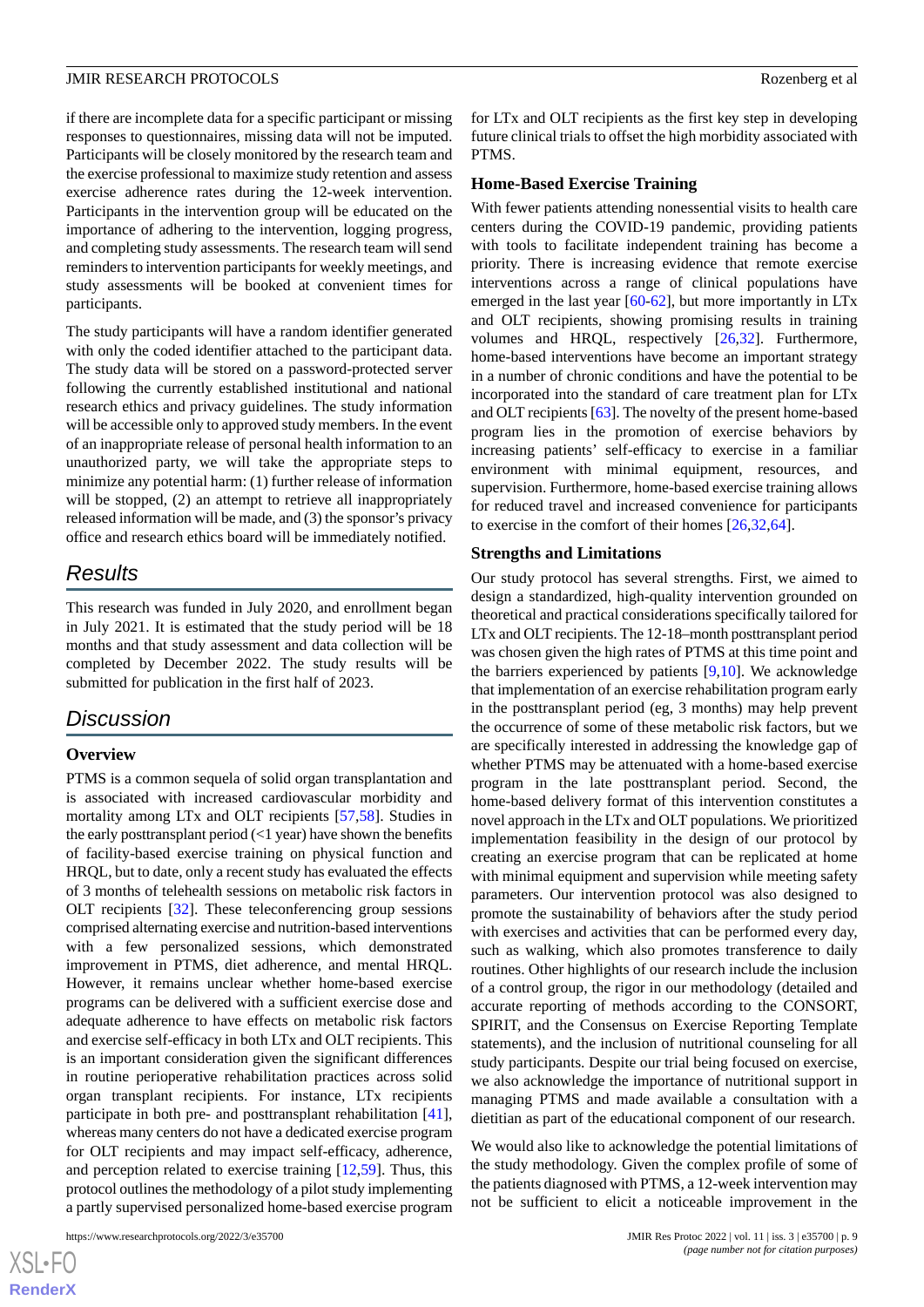if there are incomplete data for a specific participant or missing responses to questionnaires, missing data will not be imputed. Participants will be closely monitored by the research team and the exercise professional to maximize study retention and assess exercise adherence rates during the 12-week intervention. Participants in the intervention group will be educated on the importance of adhering to the intervention, logging progress, and completing study assessments. The research team will send reminders to intervention participants for weekly meetings, and study assessments will be booked at convenient times for participants.

The study participants will have a random identifier generated with only the coded identifier attached to the participant data. The study data will be stored on a password-protected server following the currently established institutional and national research ethics and privacy guidelines. The study information will be accessible only to approved study members. In the event of an inappropriate release of personal health information to an unauthorized party, we will take the appropriate steps to minimize any potential harm: (1) further release of information will be stopped, (2) an attempt to retrieve all inappropriately released information will be made, and (3) the sponsor's privacy office and research ethics board will be immediately notified.

## Results

This research was funded in July 2020, and enrollment began in July 2021. It is estimated that the study period will be 18 months and that study assessment and data collection will be completed by December 2022. The study results will be submitted for publication in the first half of 2023.

## Discussion

### Overview

PTMS is a common sequela of solid organ transplantation and is associated with increased cardiovascular morbidity and mortality among LTx and OLT recipients [57,58]. Studies in the early posttransplant period (<1 year) have shown the benefits of facility-based exercise training on physical function and HRQL, but to date, only a recent study has evaluated the effects of 3 months of telehealth sessions on metabolic risk factors in OLT recipients [32]. These teleconferencing group sessions comprised alternating exercise and nutrition-based interventions with a few personalized sessions, which demonstrated improvement in PTMS, diet adherence, and mental HRQL. However, it remains unclear whether home-based exercise programs can be delivered with a sufficient exercise dose and adequate adherence to have effects on metabolic risk factors and exercise self-efficacy in both LTx and OLT recipients. This is an important consideration given the significant differences in routine perioperative rehabilitation practices across solid organ transplant recipients. For instance, LTx recipients participate in both pre- and posttransplant rehabilitation [41], whereas many centers do not have a dedicated exercise program for OLT recipients and may impact self-efficacy, adherence, and perception related to exercise training [12,59]. Thus, this protocol outlines the methodology of a pilot study implementing a partly supervised personalized home-based exercise program for LTx and OLT recipients as the first key step in developing future clinical trials to offset the high morbidity associated with PTMS.

### Home-Based Exercise Training

With fewer patients attending nonessential visits to health care centers during the COVID-19 pandemic, providing patients with tools to facilitate independent training has become a priority. There is increasing evidence that remote exercise interventions across a range of clinical populations have emerged in the last year [60-62], but more importantly in LTx and OLT recipients, showing promising results in training volumes and HRQL, respectively [26,32]. Furthermore, home-based interventions have become an important strategy in a number of chronic conditions and have the potential to be incorporated into the standard of care treatment plan for LTx and OLT recipients [63]. The novelty of the present home-based program lies in the promotion of exercise behaviors by increasing patients' self-efficacy to exercise in a familiar environment with minimal equipment, resources, and supervision. Furthermore, home-based exercise training allows for reduced travel and increased convenience for participants to exercise in the comfort of their homes [26,32,64].

### Strengths and Limitations

Our study protocol has several strengths. First, we aimed to design a standardized, high-quality intervention grounded on theoretical and practical considerations specifically tailored for LTx and OLT recipients. The 12-18–month posttransplant period was chosen given the high rates of PTMS at this time point and the barriers experienced by patients [9,10]. We acknowledge that implementation of an exercise rehabilitation program early in the posttransplant period (eg, 3 months) may help prevent the occurrence of some of these metabolic risk factors, but we are specifically interested in addressing the knowledge gap of whether PTMS may be attenuated with a home-based exercise program in the late posttransplant period. Second, the home-based delivery format of this intervention constitutes a novel approach in the LTx and OLT populations. We prioritized implementation feasibility in the design of our protocol by creating an exercise program that can be replicated at home with minimal equipment and supervision while meeting safety parameters. Our intervention protocol was also designed to promote the sustainability of behaviors after the study period with exercises and activities that can be performed every day, such as walking, which also promotes transference to daily routines. Other highlights of our research include the inclusion of a control group, the rigor in our methodology (detailed and accurate reporting of methods according to the CONSORT, SPIRIT, and the Consensus on Exercise Reporting Template statements), and the inclusion of nutritional counseling for all study participants. Despite our trial being focused on exercise, we also acknowledge the importance of nutritional support in managing PTMS and made available a consultation with a dietitian as part of the educational component of our research.

We would also like to acknowledge the potential limitations of the study methodology. Given the complex profile of some of the patients diagnosed with PTMS, a 12-week intervention may not be sufficient to elicit a noticeable improvement in the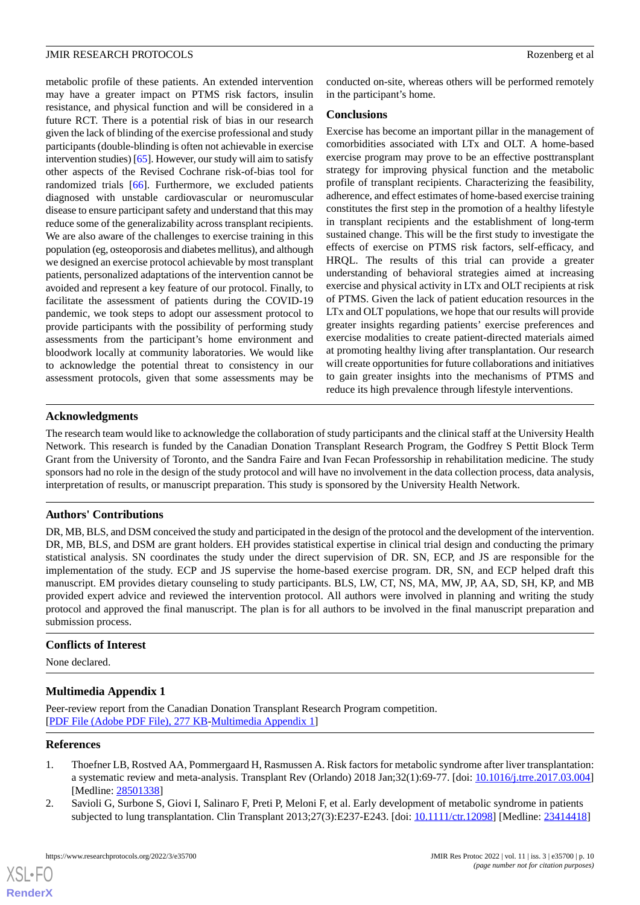metabolic profile of these patients. An extended intervention may have a greater impact on PTMS risk factors, insulin resistance, and physical function and will be considered in a future RCT. There is a potential risk of bias in our research given the lack of blinding of the exercise professional and study participants (double-blinding is often not achievable in exercise intervention studies) [65]. However, our study will aim to satisfy other aspects of the Revised Cochrane risk-of-bias tool for randomized trials [66]. Furthermore, we excluded patients diagnosed with unstable cardiovascular or neuromuscular disease to ensure participant safety and understand that this may reduce some of the generalizability across transplant recipients. We are also aware of the challenges to exercise training in this population (eg, osteoporosis and diabetes mellitus), and although we designed an exercise protocol achievable by most transplant patients, personalized adaptations of the intervention cannot be avoided and represent a key feature of our protocol. Finally, to facilitate the assessment of patients during the COVID-19 pandemic, we took steps to adopt our assessment protocol to provide participants with the possibility of performing study assessments from the participant's home environment and bloodwork locally at community laboratories. We would like to acknowledge the potential threat to consistency in our assessment protocols, given that some assessments may be conducted on-site, whereas others will be performed remotely in the participant's home.

### Conclusions

Exercise has become an important pillar in the management of comorbidities associated with LTx and OLT. A home-based exercise program may prove to be an effective posttransplant strategy for improving physical function and the metabolic profile of transplant recipients. Characterizing the feasibility, adherence, and effect estimates of home-based exercise training constitutes the first step in the promotion of a healthy lifestyle in transplant recipients and the establishment of long-term sustained change. This will be the first study to investigate the effects of exercise on PTMS risk factors, self-efficacy, and HRQL. The results of this trial can provide a greater understanding of behavioral strategies aimed at increasing exercise and physical activity in LTx and OLT recipients at risk of PTMS. Given the lack of patient education resources in the LTx and OLT populations, we hope that our results will provide greater insights regarding patients' exercise preferences and exercise modalities to create patient-directed materials aimed at promoting healthy living after transplantation. Our research will create opportunities for future collaborations and initiatives to gain greater insights into the mechanisms of PTMS and reduce its high prevalence through lifestyle interventions.

## Acknowledgments

The research team would like to acknowledge the collaboration of study participants and the clinical staff at the University Health Network. This research is funded by the Canadian Donation Transplant Research Program, the Godfrey S Pettit Block Term Grant from the University of Toronto, and the Sandra Faire and Ivan Fecan Professorship in rehabilitation medicine. The study sponsors had no role in the design of the study protocol and will have no involvement in the data collection process, data analysis, interpretation of results, or manuscript preparation. This study is sponsored by the University Health Network.

## Authors' Contributions

DR, MB, BLS, and DSM conceived the study and participated in the design of the protocol and the development of the intervention. DR, MB, BLS, and DSM are grant holders. EH provides statistical expertise in clinical trial design and conducting the primary statistical analysis. SN coordinates the study under the direct supervision of DR. SN, ECP, and JS are responsible for the implementation of the study. ECP and JS supervise the home-based exercise program. DR, SN, and ECP helped draft this manuscript. EM provides dietary counseling to study participants. BLS, LW, CT, NS, MA, MW, JP, AA, SD, SH, KP, and MB provided expert advice and reviewed the intervention protocol. All authors were involved in planning and writing the study protocol and approved the final manuscript. The plan is for all authors to be involved in the final manuscript preparation and submission process.

## Conflicts of Interest

None declared.

## Multimedia Appendix 1

Peer-review report from the Canadian Donation Transplant Research Program competition.
[PDF File (Adobe PDF File), 277 KB-Multimedia Appendix 1]

## References

1. Thoefner LB, Rostved AA, Pommergaard H, Rasmussen A. Risk factors for metabolic syndrome after liver transplantation: a systematic review and meta-analysis. Transplant Rev (Orlando) 2018 Jan;32(1):69-77. [doi: 10.1016/j.trre.2017.03.004] [Medline: 28501338]
2. Savioli G, Surbone S, Giovi I, Salinaro F, Preti P, Meloni F, et al. Early development of metabolic syndrome in patients subjected to lung transplantation. Clin Transplant 2013;27(3):E237-E243. [doi: 10.1111/ctr.12098] [Medline: 23414418]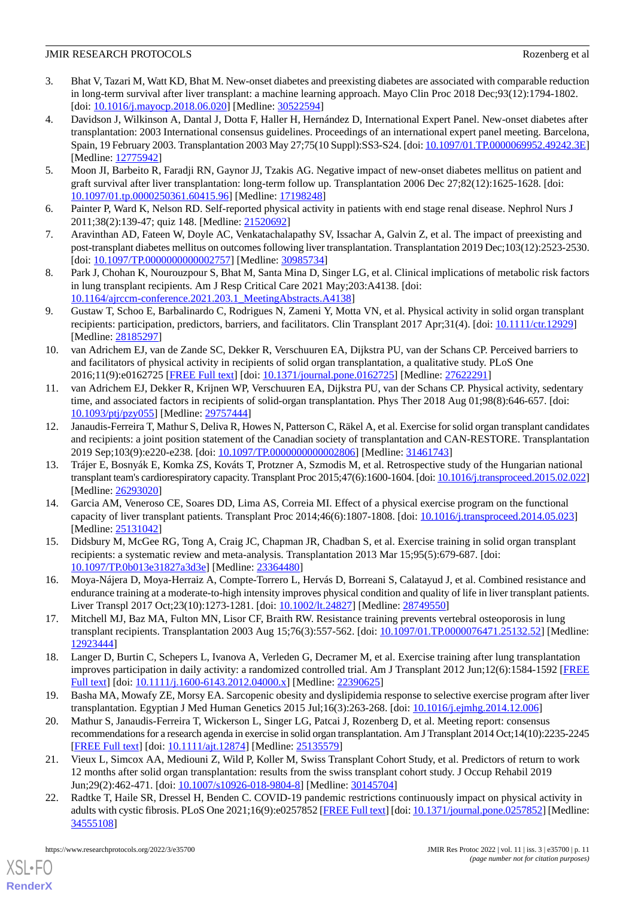3. Bhat V, Tazari M, Watt KD, Bhat M. New-onset diabetes and preexisting diabetes are associated with comparable reduction in long-term survival after liver transplant: a machine learning approach. Mayo Clin Proc 2018 Dec;93(12):1794-1802. [doi: 10.1016/j.mayocp.2018.06.020] [Medline: 30522594]
4. Davidson J, Wilkinson A, Dantal J, Dotta F, Haller H, Hernández D, International Expert Panel. New-onset diabetes after transplantation: 2003 International consensus guidelines. Proceedings of an international expert panel meeting. Barcelona, Spain, 19 February 2003. Transplantation 2003 May 27;75(10 Suppl):SS3-S24. [doi: 10.1097/01.TP.0000069952.49242.3E] [Medline: 12775942]
5. Moon JI, Barbeito R, Faradji RN, Gaynor JJ, Tzakis AG. Negative impact of new-onset diabetes mellitus on patient and graft survival after liver transplantation: long-term follow up. Transplantation 2006 Dec 27;82(12):1625-1628. [doi: 10.1097/01.tp.0000250361.60415.96] [Medline: 17198248]
6. Painter P, Ward K, Nelson RD. Self-reported physical activity in patients with end stage renal disease. Nephrol Nurs J 2011;38(2):139-47; quiz 148. [Medline: 21520692]
7. Aravinthan AD, Fateen W, Doyle AC, Venkatachalapathy SV, Issachar A, Galvin Z, et al. The impact of preexisting and post-transplant diabetes mellitus on outcomes following liver transplantation. Transplantation 2019 Dec;103(12):2523-2530. [doi: 10.1097/TP.0000000000002757] [Medline: 30985734]
8. Park J, Chohan K, Nourouzpour S, Bhat M, Santa Mina D, Singer LG, et al. Clinical implications of metabolic risk factors in lung transplant recipients. Am J Resp Critical Care 2021 May;203:A4138. [doi: 10.1164/ajrccm-conference.2021.203.1_MeetingAbstracts.A4138]
9. Gustaw T, Schoo E, Barbalinardo C, Rodrigues N, Zameni Y, Motta VN, et al. Physical activity in solid organ transplant recipients: participation, predictors, barriers, and facilitators. Clin Transplant 2017 Apr;31(4). [doi: 10.1111/ctr.12929] [Medline: 28185297]
10. van Adrichem EJ, van de Zande SC, Dekker R, Verschuuren EA, Dijkstra PU, van der Schans CP. Perceived barriers to and facilitators of physical activity in recipients of solid organ transplantation, a qualitative study. PLoS One 2016;11(9):e0162725 [FREE Full text] [doi: 10.1371/journal.pone.0162725] [Medline: 27622291]
11. van Adrichem EJ, Dekker R, Krijnen WP, Verschuuren EA, Dijkstra PU, van der Schans CP. Physical activity, sedentary time, and associated factors in recipients of solid-organ transplantation. Phys Ther 2018 Aug 01;98(8):646-657. [doi: 10.1093/ptj/pzy055] [Medline: 29757444]
12. Janaudis-Ferreira T, Mathur S, Deliva R, Howes N, Patterson C, Räkel A, et al. Exercise for solid organ transplant candidates and recipients: a joint position statement of the Canadian society of transplantation and CAN-RESTORE. Transplantation 2019 Sep;103(9):e220-e238. [doi: 10.1097/TP.0000000000002806] [Medline: 31461743]
13. Trájer E, Bosnyák E, Komka ZS, Kováts T, Protzner A, Szmodis M, et al. Retrospective study of the Hungarian national transplant team's cardiorespiratory capacity. Transplant Proc 2015;47(6):1600-1604. [doi: 10.1016/j.transproceed.2015.02.022] [Medline: 26293020]
14. Garcia AM, Veneroso CE, Soares DD, Lima AS, Correia MI. Effect of a physical exercise program on the functional capacity of liver transplant patients. Transplant Proc 2014;46(6):1807-1808. [doi: 10.1016/j.transproceed.2014.05.023] [Medline: 25131042]
15. Didsbury M, McGee RG, Tong A, Craig JC, Chapman JR, Chadban S, et al. Exercise training in solid organ transplant recipients: a systematic review and meta-analysis. Transplantation 2013 Mar 15;95(5):679-687. [doi: 10.1097/TP.0b013e31827a3d3e] [Medline: 23364480]
16. Moya-Nájera D, Moya-Herraiz A, Compte-Torrero L, Hervás D, Borreani S, Calatayud J, et al. Combined resistance and endurance training at a moderate-to-high intensity improves physical condition and quality of life in liver transplant patients. Liver Transpl 2017 Oct;23(10):1273-1281. [doi: 10.1002/lt.24827] [Medline: 28749550]
17. Mitchell MJ, Baz MA, Fulton MN, Lisor CF, Braith RW. Resistance training prevents vertebral osteoporosis in lung transplant recipients. Transplantation 2003 Aug 15;76(3):557-562. [doi: 10.1097/01.TP.0000076471.25132.52] [Medline: 12923444]
18. Langer D, Burtin C, Schepers L, Ivanova A, Verleden G, Decramer M, et al. Exercise training after lung transplantation improves participation in daily activity: a randomized controlled trial. Am J Transplant 2012 Jun;12(6):1584-1592 [FREE Full text] [doi: 10.1111/j.1600-6143.2012.04000.x] [Medline: 22390625]
19. Basha MA, Mowafy ZE, Morsy EA. Sarcopenic obesity and dyslipidemia response to selective exercise program after liver transplantation. Egyptian J Med Human Genetics 2015 Jul;16(3):263-268. [doi: 10.1016/j.ejmhg.2014.12.006]
20. Mathur S, Janaudis-Ferreira T, Wickerson L, Singer LG, Patcai J, Rozenberg D, et al. Meeting report: consensus recommendations for a research agenda in exercise in solid organ transplantation. Am J Transplant 2014 Oct;14(10):2235-2245 [FREE Full text] [doi: 10.1111/ajt.12874] [Medline: 25135579]
21. Vieux L, Simcox AA, Mediouni Z, Wild P, Koller M, Swiss Transplant Cohort Study, et al. Predictors of return to work 12 months after solid organ transplantation: results from the swiss transplant cohort study. J Occup Rehabil 2019 Jun;29(2):462-471. [doi: 10.1007/s10926-018-9804-8] [Medline: 30145704]
22. Radtke T, Haile SR, Dressel H, Benden C. COVID-19 pandemic restrictions continuously impact on physical activity in adults with cystic fibrosis. PLoS One 2021;16(9):e0257852 [FREE Full text] [doi: 10.1371/journal.pone.0257852] [Medline: 34555108]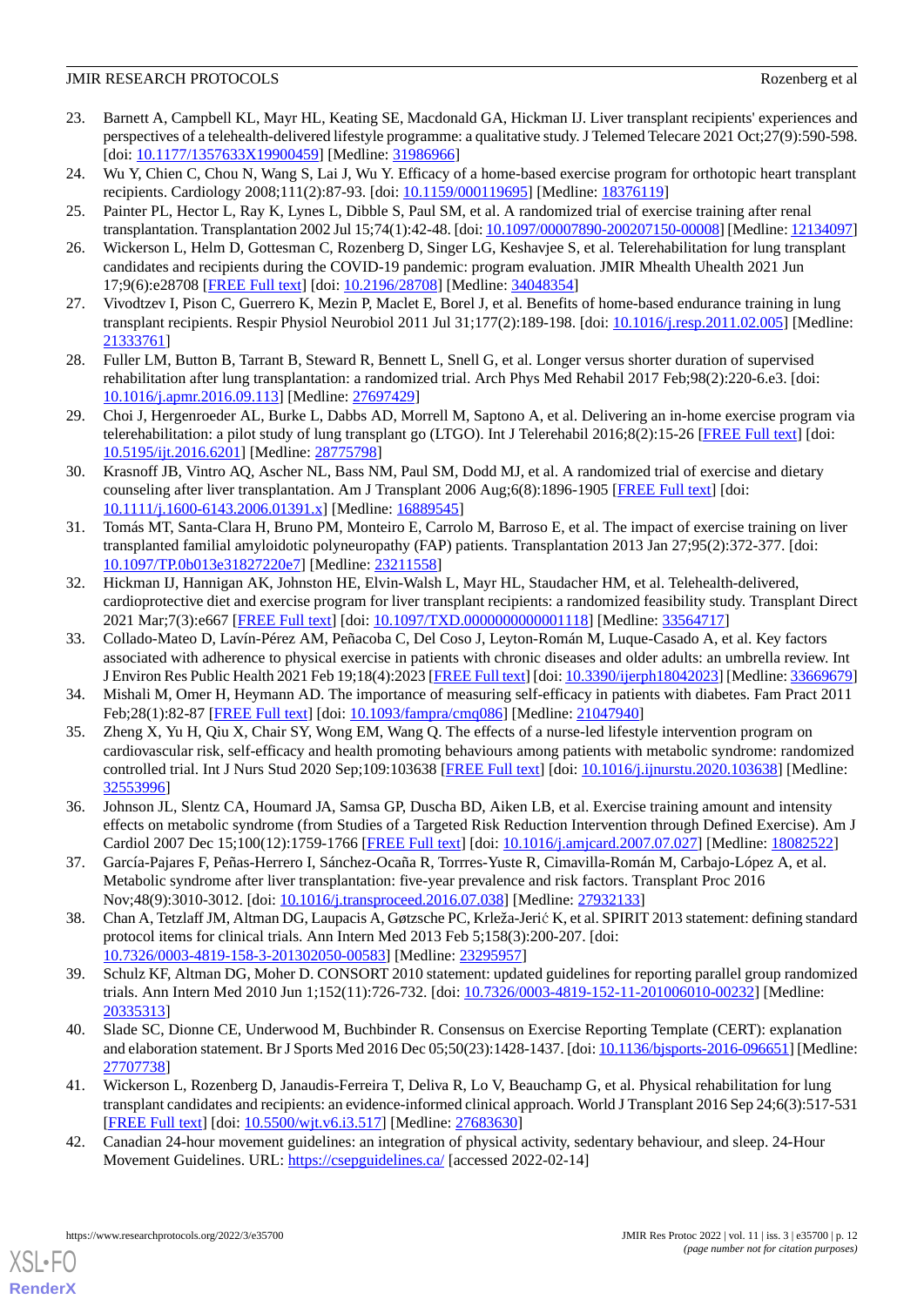23. Barnett A, Campbell KL, Mayr HL, Keating SE, Macdonald GA, Hickman IJ. Liver transplant recipients' experiences and perspectives of a telehealth-delivered lifestyle programme: a qualitative study. J Telemed Telecare 2021 Oct;27(9):590-598. [doi: 10.1177/1357633X19900459] [Medline: 31986966]
24. Wu Y, Chien C, Chou N, Wang S, Lai J, Wu Y. Efficacy of a home-based exercise program for orthotopic heart transplant recipients. Cardiology 2008;111(2):87-93. [doi: 10.1159/000119695] [Medline: 18376119]
25. Painter PL, Hector L, Ray K, Lynes L, Dibble S, Paul SM, et al. A randomized trial of exercise training after renal transplantation. Transplantation 2002 Jul 15;74(1):42-48. [doi: 10.1097/00007890-200207150-00008] [Medline: 12134097]
26. Wickerson L, Helm D, Gottesman C, Rozenberg D, Singer LG, Keshavjee S, et al. Telerehabilitation for lung transplant candidates and recipients during the COVID-19 pandemic: program evaluation. JMIR Mhealth Uhealth 2021 Jun 17;9(6):e28708 [FREE Full text] [doi: 10.2196/28708] [Medline: 34048354]
27. Vivodtzev I, Pison C, Guerrero K, Mezin P, Maclet E, Borel J, et al. Benefits of home-based endurance training in lung transplant recipients. Respir Physiol Neurobiol 2011 Jul 31;177(2):189-198. [doi: 10.1016/j.resp.2011.02.005] [Medline: 21333761]
28. Fuller LM, Button B, Tarrant B, Steward R, Bennett L, Snell G, et al. Longer versus shorter duration of supervised rehabilitation after lung transplantation: a randomized trial. Arch Phys Med Rehabil 2017 Feb;98(2):220-6.e3. [doi: 10.1016/j.apmr.2016.09.113] [Medline: 27697429]
29. Choi J, Hergenroeder AL, Burke L, Dabbs AD, Morrell M, Saptono A, et al. Delivering an in-home exercise program via telerehabilitation: a pilot study of lung transplant go (LTGO). Int J Telerehabil 2016;8(2):15-26 [FREE Full text] [doi: 10.5195/ijt.2016.6201] [Medline: 28775798]
30. Krasnoff JB, Vintro AQ, Ascher NL, Bass NM, Paul SM, Dodd MJ, et al. A randomized trial of exercise and dietary counseling after liver transplantation. Am J Transplant 2006 Aug;6(8):1896-1905 [FREE Full text] [doi: 10.1111/j.1600-6143.2006.01391.x] [Medline: 16889545]
31. Tomás MT, Santa-Clara H, Bruno PM, Monteiro E, Carrolo M, Barroso E, et al. The impact of exercise training on liver transplanted familial amyloidotic polyneuropathy (FAP) patients. Transplantation 2013 Jan 27;95(2):372-377. [doi: 10.1097/TP.0b013e31827220e7] [Medline: 23211558]
32. Hickman IJ, Hannigan AK, Johnston HE, Elvin-Walsh L, Mayr HL, Staudacher HM, et al. Telehealth-delivered, cardioprotective diet and exercise program for liver transplant recipients: a randomized feasibility study. Transplant Direct 2021 Mar;7(3):e667 [FREE Full text] [doi: 10.1097/TXD.0000000000001118] [Medline: 33564717]
33. Collado-Mateo D, Lavín-Pérez AM, Peñacoba C, Del Coso J, Leyton-Román M, Luque-Casado A, et al. Key factors associated with adherence to physical exercise in patients with chronic diseases and older adults: an umbrella review. Int J Environ Res Public Health 2021 Feb 19;18(4):2023 [FREE Full text] [doi: 10.3390/ijerph18042023] [Medline: 33669679]
34. Mishali M, Omer H, Heymann AD. The importance of measuring self-efficacy in patients with diabetes. Fam Pract 2011 Feb;28(1):82-87 [FREE Full text] [doi: 10.1093/fampra/cmq086] [Medline: 21047940]
35. Zheng X, Yu H, Qiu X, Chair SY, Wong EM, Wang Q. The effects of a nurse-led lifestyle intervention program on cardiovascular risk, self-efficacy and health promoting behaviours among patients with metabolic syndrome: randomized controlled trial. Int J Nurs Stud 2020 Sep;109:103638 [FREE Full text] [doi: 10.1016/j.ijnurstu.2020.103638] [Medline: 32553996]
36. Johnson JL, Slentz CA, Houmard JA, Samsa GP, Duscha BD, Aiken LB, et al. Exercise training amount and intensity effects on metabolic syndrome (from Studies of a Targeted Risk Reduction Intervention through Defined Exercise). Am J Cardiol 2007 Dec 15;100(12):1759-1766 [FREE Full text] [doi: 10.1016/j.amjcard.2007.07.027] [Medline: 18082522]
37. García-Pajares F, Peñas-Herrero I, Sánchez-Ocaña R, Torrres-Yuste R, Cimavilla-Román M, Carbajo-López A, et al. Metabolic syndrome after liver transplantation: five-year prevalence and risk factors. Transplant Proc 2016 Nov;48(9):3010-3012. [doi: 10.1016/j.transproceed.2016.07.038] [Medline: 27932133]
38. Chan A, Tetzlaff JM, Altman DG, Laupacis A, Gøtzsche PC, Krleža-Jerić K, et al. SPIRIT 2013 statement: defining standard protocol items for clinical trials. Ann Intern Med 2013 Feb 5;158(3):200-207. [doi: 10.7326/0003-4819-158-3-201302050-00583] [Medline: 23295957]
39. Schulz KF, Altman DG, Moher D. CONSORT 2010 statement: updated guidelines for reporting parallel group randomized trials. Ann Intern Med 2010 Jun 1;152(11):726-732. [doi: 10.7326/0003-4819-152-11-201006010-00232] [Medline: 20335313]
40. Slade SC, Dionne CE, Underwood M, Buchbinder R. Consensus on Exercise Reporting Template (CERT): explanation and elaboration statement. Br J Sports Med 2016 Dec 05;50(23):1428-1437. [doi: 10.1136/bjsports-2016-096651] [Medline: 27707738]
41. Wickerson L, Rozenberg D, Janaudis-Ferreira T, Deliva R, Lo V, Beauchamp G, et al. Physical rehabilitation for lung transplant candidates and recipients: an evidence-informed clinical approach. World J Transplant 2016 Sep 24;6(3):517-531 [FREE Full text] [doi: 10.5500/wjt.v6.i3.517] [Medline: 27683630]
42. Canadian 24-hour movement guidelines: an integration of physical activity, sedentary behaviour, and sleep. 24-Hour Movement Guidelines. URL: https://csepguidelines.ca/ [accessed 2022-02-14]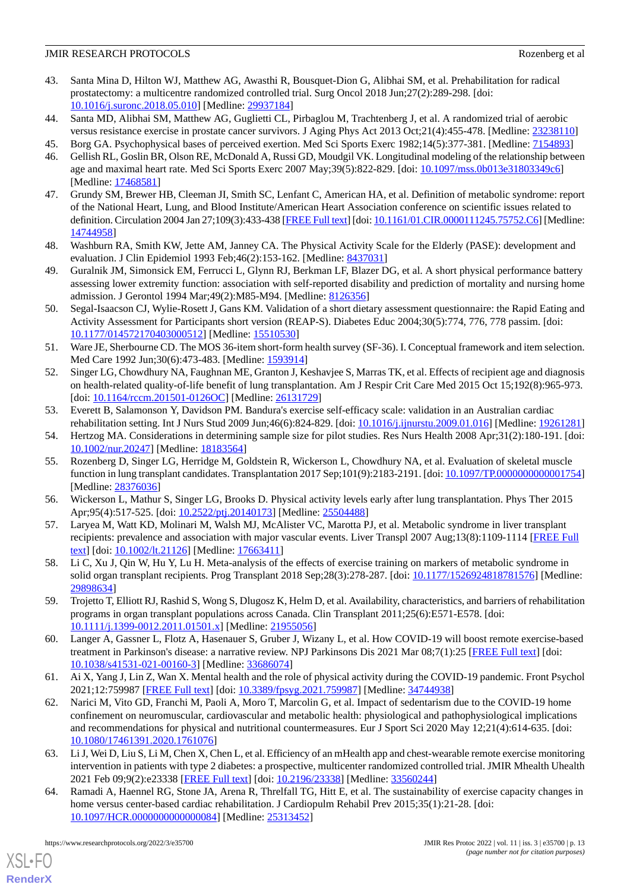43. Santa Mina D, Hilton WJ, Matthew AG, Awasthi R, Bousquet-Dion G, Alibhai SM, et al. Prehabilitation for radical prostatectomy: a multicentre randomized controlled trial. Surg Oncol 2018 Jun;27(2):289-298. [doi: 10.1016/j.suronc.2018.05.010] [Medline: 29937184]
44. Santa MD, Alibhai SM, Matthew AG, Guglietti CL, Pirbaglou M, Trachtenberg J, et al. A randomized trial of aerobic versus resistance exercise in prostate cancer survivors. J Aging Phys Act 2013 Oct;21(4):455-478. [Medline: 23238110]
45. Borg GA. Psychophysical bases of perceived exertion. Med Sci Sports Exerc 1982;14(5):377-381. [Medline: 7154893]
46. Gellish RL, Goslin BR, Olson RE, McDonald A, Russi GD, Moudgil VK. Longitudinal modeling of the relationship between age and maximal heart rate. Med Sci Sports Exerc 2007 May;39(5):822-829. [doi: 10.1097/mss.0b013e31803349c6] [Medline: 17468581]
47. Grundy SM, Brewer HB, Cleeman JI, Smith SC, Lenfant C, American HA, et al. Definition of metabolic syndrome: report of the National Heart, Lung, and Blood Institute/American Heart Association conference on scientific issues related to definition. Circulation 2004 Jan 27;109(3):433-438 [FREE Full text] [doi: 10.1161/01.CIR.0000111245.75752.C6] [Medline: 14744958]
48. Washburn RA, Smith KW, Jette AM, Janney CA. The Physical Activity Scale for the Elderly (PASE): development and evaluation. J Clin Epidemiol 1993 Feb;46(2):153-162. [Medline: 8437031]
49. Guralnik JM, Simonsick EM, Ferrucci L, Glynn RJ, Berkman LF, Blazer DG, et al. A short physical performance battery assessing lower extremity function: association with self-reported disability and prediction of mortality and nursing home admission. J Gerontol 1994 Mar;49(2):M85-M94. [Medline: 8126356]
50. Segal-Isaacson CJ, Wylie-Rosett J, Gans KM. Validation of a short dietary assessment questionnaire: the Rapid Eating and Activity Assessment for Participants short version (REAP-S). Diabetes Educ 2004;30(5):774, 776, 778 passim. [doi: 10.1177/014572170403000512] [Medline: 15510530]
51. Ware JE, Sherbourne CD. The MOS 36-item short-form health survey (SF-36). I. Conceptual framework and item selection. Med Care 1992 Jun;30(6):473-483. [Medline: 1593914]
52. Singer LG, Chowdhury NA, Faughnan ME, Granton J, Keshavjee S, Marras TK, et al. Effects of recipient age and diagnosis on health-related quality-of-life benefit of lung transplantation. Am J Respir Crit Care Med 2015 Oct 15;192(8):965-973. [doi: 10.1164/rccm.201501-0126OC] [Medline: 26131729]
53. Everett B, Salamonson Y, Davidson PM. Bandura's exercise self-efficacy scale: validation in an Australian cardiac rehabilitation setting. Int J Nurs Stud 2009 Jun;46(6):824-829. [doi: 10.1016/j.ijnurstu.2009.01.016] [Medline: 19261281]
54. Hertzog MA. Considerations in determining sample size for pilot studies. Res Nurs Health 2008 Apr;31(2):180-191. [doi: 10.1002/nur.20247] [Medline: 18183564]
55. Rozenberg D, Singer LG, Herridge M, Goldstein R, Wickerson L, Chowdhury NA, et al. Evaluation of skeletal muscle function in lung transplant candidates. Transplantation 2017 Sep;101(9):2183-2191. [doi: 10.1097/TP.0000000000001754] [Medline: 28376036]
56. Wickerson L, Mathur S, Singer LG, Brooks D. Physical activity levels early after lung transplantation. Phys Ther 2015 Apr;95(4):517-525. [doi: 10.2522/ptj.20140173] [Medline: 25504488]
57. Laryea M, Watt KD, Molinari M, Walsh MJ, McAlister VC, Marotta PJ, et al. Metabolic syndrome in liver transplant recipients: prevalence and association with major vascular events. Liver Transpl 2007 Aug;13(8):1109-1114 [FREE Full text] [doi: 10.1002/lt.21126] [Medline: 17663411]
58. Li C, Xu J, Qin W, Hu Y, Lu H. Meta-analysis of the effects of exercise training on markers of metabolic syndrome in solid organ transplant recipients. Prog Transplant 2018 Sep;28(3):278-287. [doi: 10.1177/1526924818781576] [Medline: 29898634]
59. Trojetto T, Elliott RJ, Rashid S, Wong S, Dlugosz K, Helm D, et al. Availability, characteristics, and barriers of rehabilitation programs in organ transplant populations across Canada. Clin Transplant 2011;25(6):E571-E578. [doi: 10.1111/j.1399-0012.2011.01501.x] [Medline: 21955056]
60. Langer A, Gassner L, Flotz A, Hasenauer S, Gruber J, Wizany L, et al. How COVID-19 will boost remote exercise-based treatment in Parkinson's disease: a narrative review. NPJ Parkinsons Dis 2021 Mar 08;7(1):25 [FREE Full text] [doi: 10.1038/s41531-021-00160-3] [Medline: 33686074]
61. Ai X, Yang J, Lin Z, Wan X. Mental health and the role of physical activity during the COVID-19 pandemic. Front Psychol 2021;12:759987 [FREE Full text] [doi: 10.3389/fpsyg.2021.759987] [Medline: 34744938]
62. Narici M, Vito GD, Franchi M, Paoli A, Moro T, Marcolin G, et al. Impact of sedentarism due to the COVID-19 home confinement on neuromuscular, cardiovascular and metabolic health: physiological and pathophysiological implications and recommendations for physical and nutritional countermeasures. Eur J Sport Sci 2020 May 12;21(4):614-635. [doi: 10.1080/17461391.2020.1761076]
63. Li J, Wei D, Liu S, Li M, Chen X, Chen L, et al. Efficiency of an mHealth app and chest-wearable remote exercise monitoring intervention in patients with type 2 diabetes: a prospective, multicenter randomized controlled trial. JMIR Mhealth Uhealth 2021 Feb 09;9(2):e23338 [FREE Full text] [doi: 10.2196/23338] [Medline: 33560244]
64. Ramadi A, Haennel RG, Stone JA, Arena R, Threlfall TG, Hitt E, et al. The sustainability of exercise capacity changes in home versus center-based cardiac rehabilitation. J Cardiopulm Rehabil Prev 2015;35(1):21-28. [doi: 10.1097/HCR.0000000000000084] [Medline: 25313452]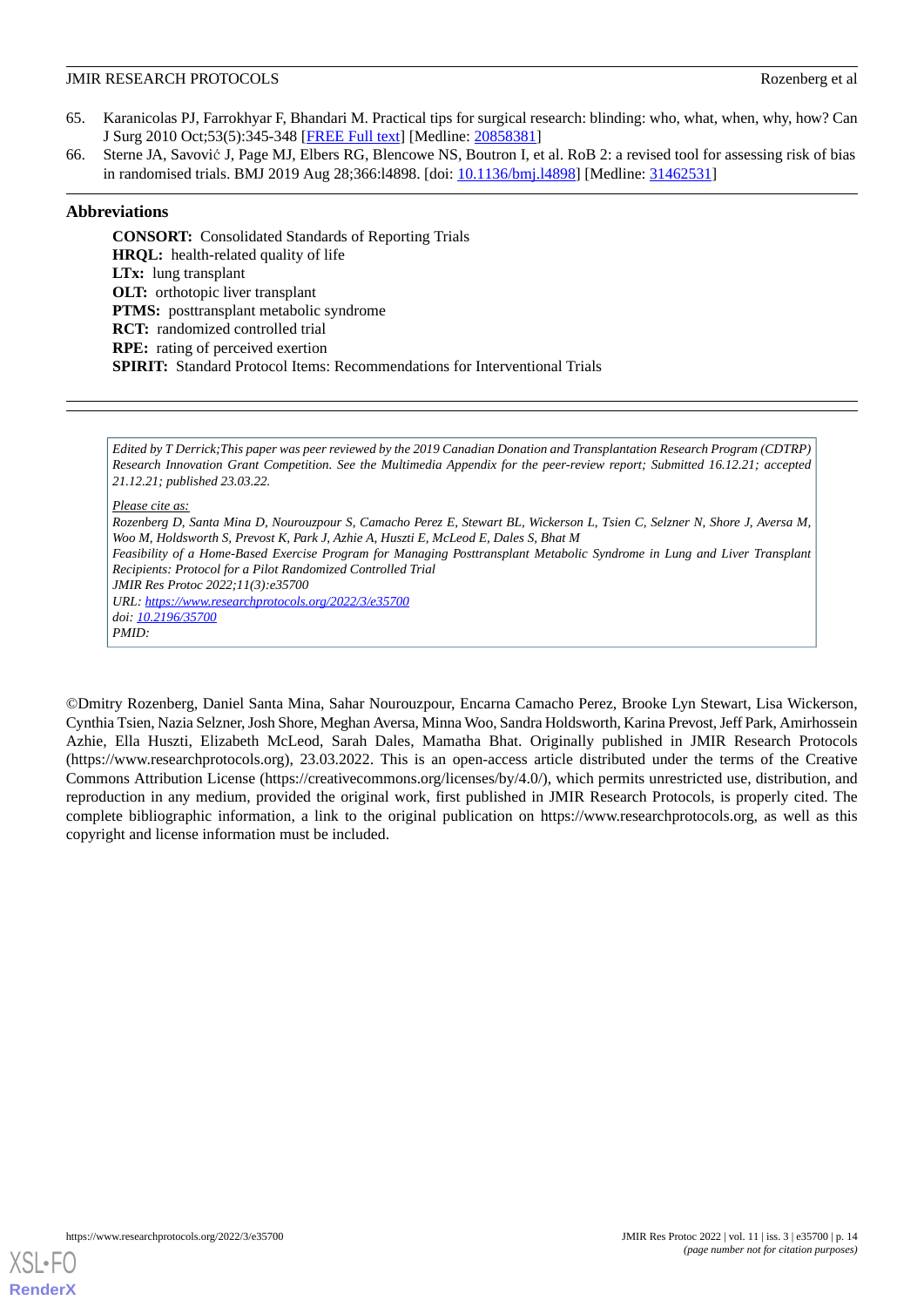65. Karanicolas PJ, Farrokhyar F, Bhandari M. Practical tips for surgical research: blinding: who, what, when, why, how? Can J Surg 2010 Oct;53(5):345-348 [FREE Full text] [Medline: 20858381]
66. Sterne JA, Savović J, Page MJ, Elbers RG, Blencowe NS, Boutron I, et al. RoB 2: a revised tool for assessing risk of bias in randomised trials. BMJ 2019 Aug 28;366:l4898. [doi: 10.1136/bmj.l4898] [Medline: 31462531]

## Abbreviations

**CONSORT:** Consolidated Standards of Reporting Trials
**HRQL:** health-related quality of life
**LTx:** lung transplant
**OLT:** orthotopic liver transplant
**PTMS:** posttransplant metabolic syndrome
**RCT:** randomized controlled trial
**RPE:** rating of perceived exertion
**SPIRIT:** Standard Protocol Items: Recommendations for Interventional Trials

---

*Edited by T Derrick;This paper was peer reviewed by the 2019 Canadian Donation and Transplantation Research Program (CDTRP) Research Innovation Grant Competition. See the Multimedia Appendix for the peer-review report; Submitted 16.12.21; accepted 21.12.21; published 23.03.22.*

*Please cite as:*
*Rozenberg D, Santa Mina D, Nourouzpour S, Camacho Perez E, Stewart BL, Wickerson L, Tsien C, Selzner N, Shore J, Aversa M, Woo M, Holdsworth S, Prevost K, Park J, Azhie A, Huszti E, McLeod E, Dales S, Bhat M*
*Feasibility of a Home-Based Exercise Program for Managing Posttransplant Metabolic Syndrome in Lung and Liver Transplant Recipients: Protocol for a Pilot Randomized Controlled Trial*
*JMIR Res Protoc 2022;11(3):e35700*
*URL: https://www.researchprotocols.org/2022/3/e35700*
*doi: 10.2196/35700*
*PMID:*

©Dmitry Rozenberg, Daniel Santa Mina, Sahar Nourouzpour, Encarna Camacho Perez, Brooke Lyn Stewart, Lisa Wickerson, Cynthia Tsien, Nazia Selzner, Josh Shore, Meghan Aversa, Minna Woo, Sandra Holdsworth, Karina Prevost, Jeff Park, Amirhossein Azhie, Ella Huszti, Elizabeth McLeod, Sarah Dales, Mamatha Bhat. Originally published in JMIR Research Protocols (https://www.researchprotocols.org), 23.03.2022. This is an open-access article distributed under the terms of the Creative Commons Attribution License (https://creativecommons.org/licenses/by/4.0/), which permits unrestricted use, distribution, and reproduction in any medium, provided the original work, first published in JMIR Research Protocols, is properly cited. The complete bibliographic information, a link to the original publication on https://www.researchprotocols.org, as well as this copyright and license information must be included.